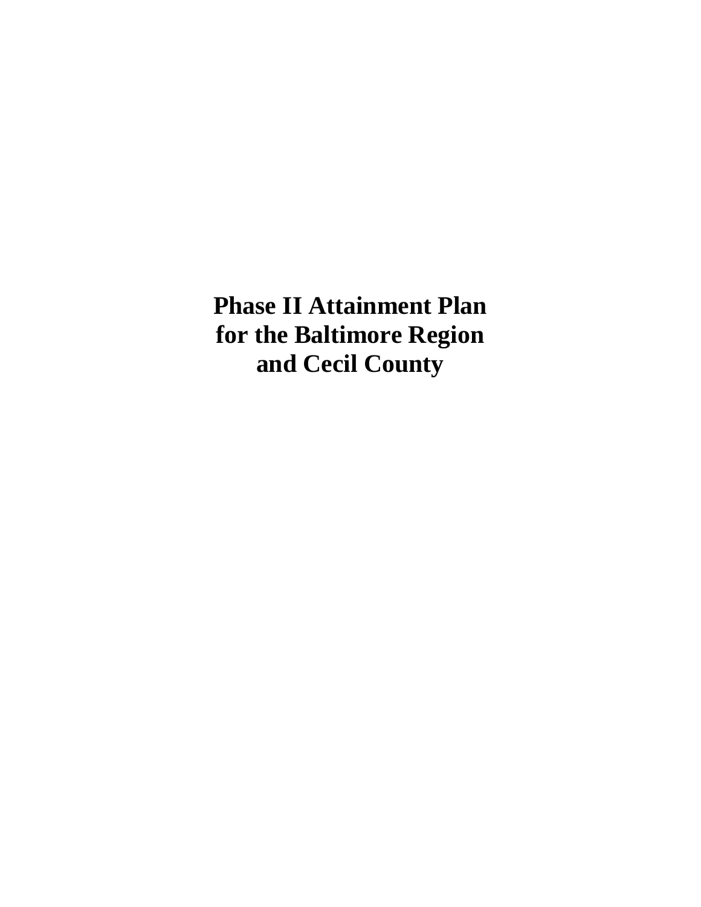# Phase II Attainment Plan for the Baltimore Region and Cecil County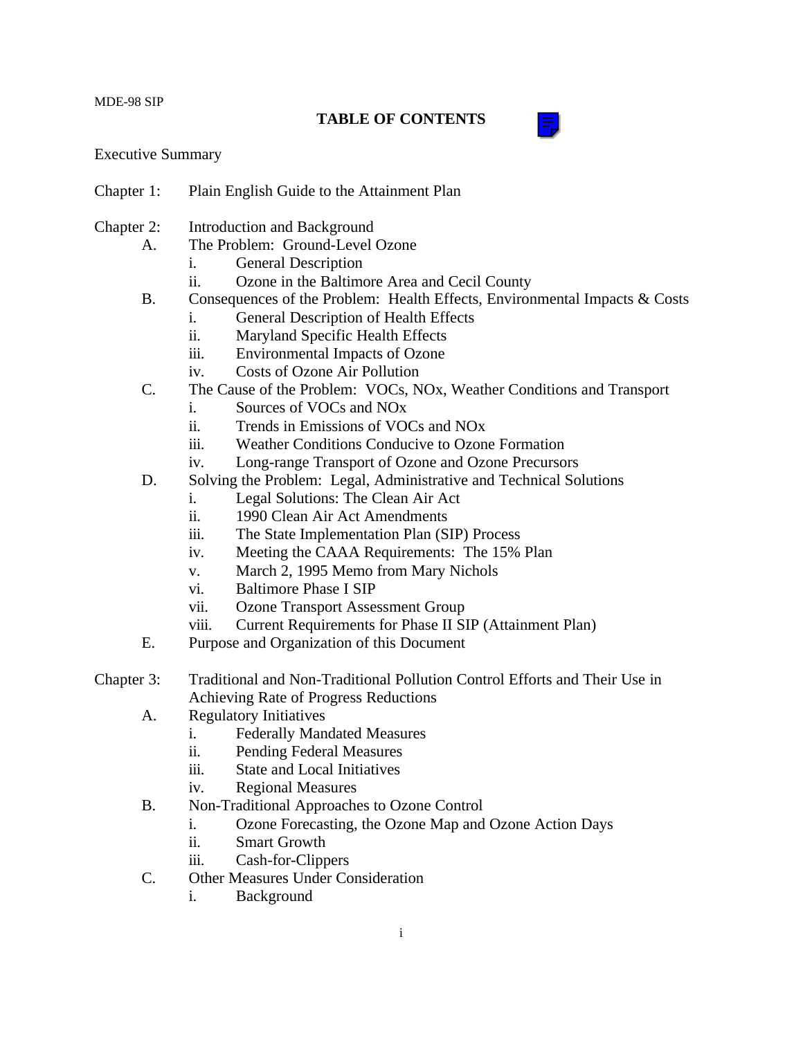# TABLE OF CONTENTS

Executive Summary

Chapter 1: Plain English Guide to the Attainment Plan

Chapter 2: Introduction and Background

- A. The Problem: Ground-Level Ozone
  - i. General Description
  - ii. Ozone in the Baltimore Area and Cecil County
- B. Consequences of the Problem: Health Effects, Environmental Impacts & Costs
  - i. General Description of Health Effects
  - ii. Maryland Specific Health Effects
  - iii. Environmental Impacts of Ozone
  - iv. Costs of Ozone Air Pollution
- C. The Cause of the Problem: VOCs, NOx, Weather Conditions and Transport
  - i. Sources of VOCs and NOx
  - ii. Trends in Emissions of VOCs and NOx
  - iii. Weather Conditions Conducive to Ozone Formation
  - iv. Long-range Transport of Ozone and Ozone Precursors
- D. Solving the Problem: Legal, Administrative and Technical Solutions
  - i. Legal Solutions: The Clean Air Act
  - ii. 1990 Clean Air Act Amendments
  - iii. The State Implementation Plan (SIP) Process
  - iv. Meeting the CAAA Requirements: The 15% Plan
  - v. March 2, 1995 Memo from Mary Nichols
  - vi. Baltimore Phase I SIP
  - vii. Ozone Transport Assessment Group
  - viii. Current Requirements for Phase II SIP (Attainment Plan)
- E. Purpose and Organization of this Document

Chapter 3: Traditional and Non-Traditional Pollution Control Efforts and Their Use in Achieving Rate of Progress Reductions

- A. Regulatory Initiatives
  - i. Federally Mandated Measures
  - ii. Pending Federal Measures
  - iii. State and Local Initiatives
  - iv. Regional Measures
- B. Non-Traditional Approaches to Ozone Control
  - i. Ozone Forecasting, the Ozone Map and Ozone Action Days
  - ii. Smart Growth
  - iii. Cash-for-Clippers
- C. Other Measures Under Consideration
  - i. Background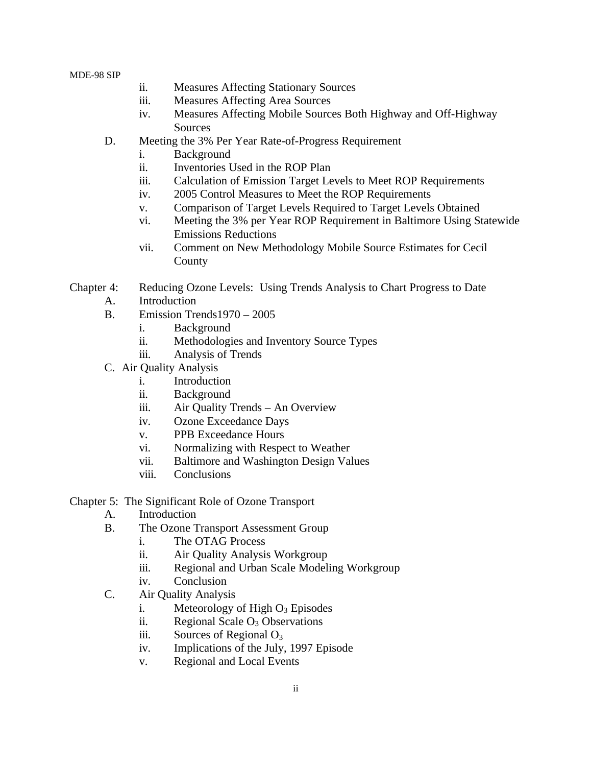- ii. Measures Affecting Stationary Sources
- iii. Measures Affecting Area Sources
- iv. Measures Affecting Mobile Sources Both Highway and Off-Highway Sources

D. Meeting the 3% Per Year Rate-of-Progress Requirement

- i. Background
- ii. Inventories Used in the ROP Plan
- iii. Calculation of Emission Target Levels to Meet ROP Requirements
- iv. 2005 Control Measures to Meet the ROP Requirements
- v. Comparison of Target Levels Required to Target Levels Obtained
- vi. Meeting the 3% per Year ROP Requirement in Baltimore Using Statewide Emissions Reductions
- vii. Comment on New Methodology Mobile Source Estimates for Cecil County

Chapter 4: Reducing Ozone Levels: Using Trends Analysis to Chart Progress to Date

A. Introduction

B. Emission Trends1970 – 2005

- i. Background
- ii. Methodologies and Inventory Source Types
- iii. Analysis of Trends

C. Air Quality Analysis

- i. Introduction
- ii. Background
- iii. Air Quality Trends – An Overview
- iv. Ozone Exceedance Days
- v. PPB Exceedance Hours
- vi. Normalizing with Respect to Weather
- vii. Baltimore and Washington Design Values
- viii. Conclusions

Chapter 5: The Significant Role of Ozone Transport

A. Introduction

B. The Ozone Transport Assessment Group

- i. The OTAG Process
- ii. Air Quality Analysis Workgroup
- iii. Regional and Urban Scale Modeling Workgroup
- iv. Conclusion

C. Air Quality Analysis

- i. Meteorology of High $O_3$ Episodes
- ii. Regional Scale $O_3$ Observations
- iii. Sources of Regional $O_3$
- iv. Implications of the July, 1997 Episode
- v. Regional and Local Events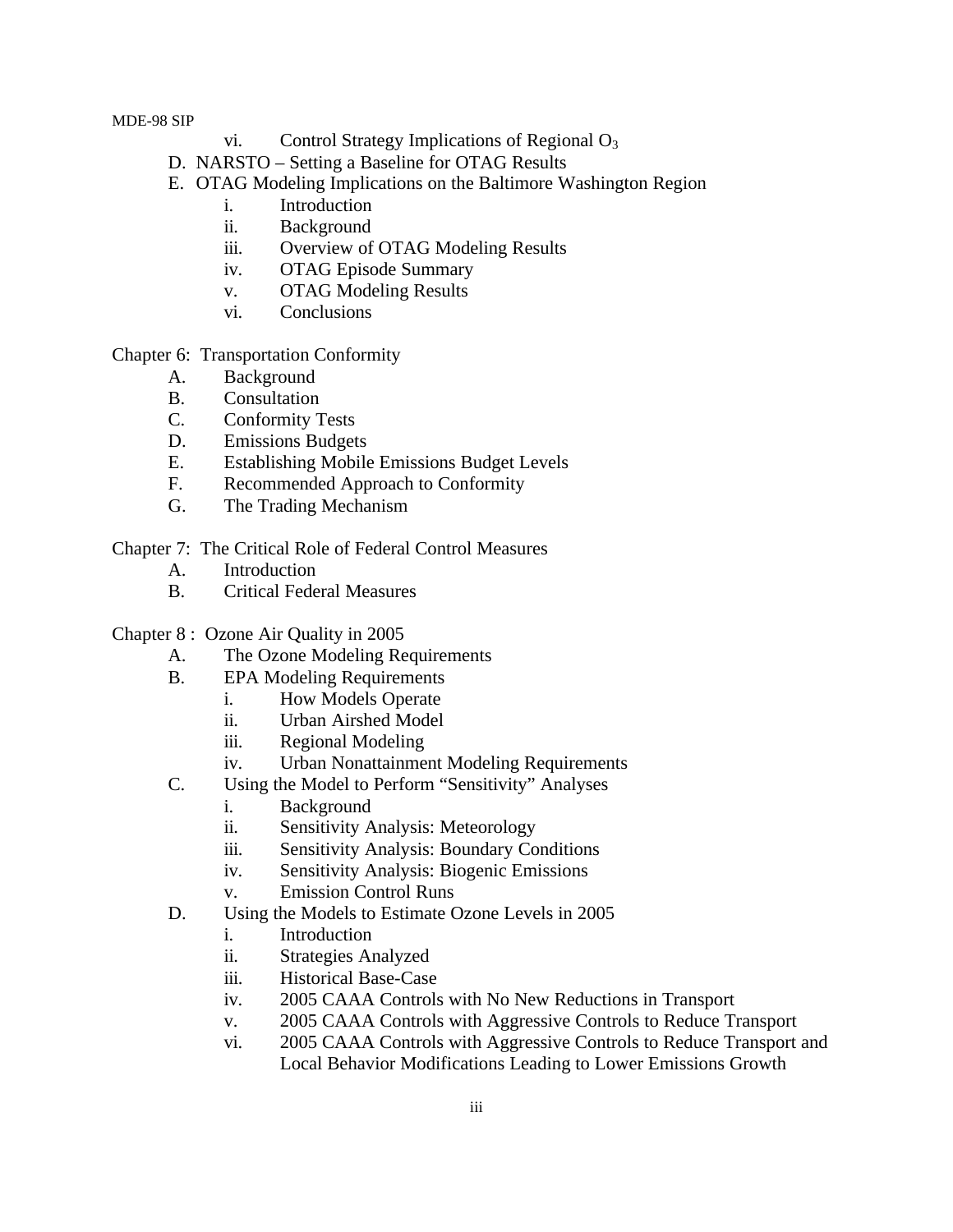- vi. Control Strategy Implications of Regional $O_3$
- D. NARSTO – Setting a Baseline for OTAG Results
- E. OTAG Modeling Implications on the Baltimore Washington Region
  - i. Introduction
  - ii. Background
  - iii. Overview of OTAG Modeling Results
  - iv. OTAG Episode Summary
  - v. OTAG Modeling Results
  - vi. Conclusions

Chapter 6: Transportation Conformity

- A. Background
- B. Consultation
- C. Conformity Tests
- D. Emissions Budgets
- E. Establishing Mobile Emissions Budget Levels
- F. Recommended Approach to Conformity
- G. The Trading Mechanism

Chapter 7: The Critical Role of Federal Control Measures

- A. Introduction
- B. Critical Federal Measures

Chapter 8 : Ozone Air Quality in 2005

- A. The Ozone Modeling Requirements
- B. EPA Modeling Requirements
  - i. How Models Operate
  - ii. Urban Airshed Model
  - iii. Regional Modeling
  - iv. Urban Nonattainment Modeling Requirements
- C. Using the Model to Perform "Sensitivity" Analyses
  - i. Background
  - ii. Sensitivity Analysis: Meteorology
  - iii. Sensitivity Analysis: Boundary Conditions
  - iv. Sensitivity Analysis: Biogenic Emissions
  - v. Emission Control Runs
- D. Using the Models to Estimate Ozone Levels in 2005
  - i. Introduction
  - ii. Strategies Analyzed
  - iii. Historical Base-Case
  - iv. 2005 CAAA Controls with No New Reductions in Transport
  - v. 2005 CAAA Controls with Aggressive Controls to Reduce Transport
  - vi. 2005 CAAA Controls with Aggressive Controls to Reduce Transport and Local Behavior Modifications Leading to Lower Emissions Growth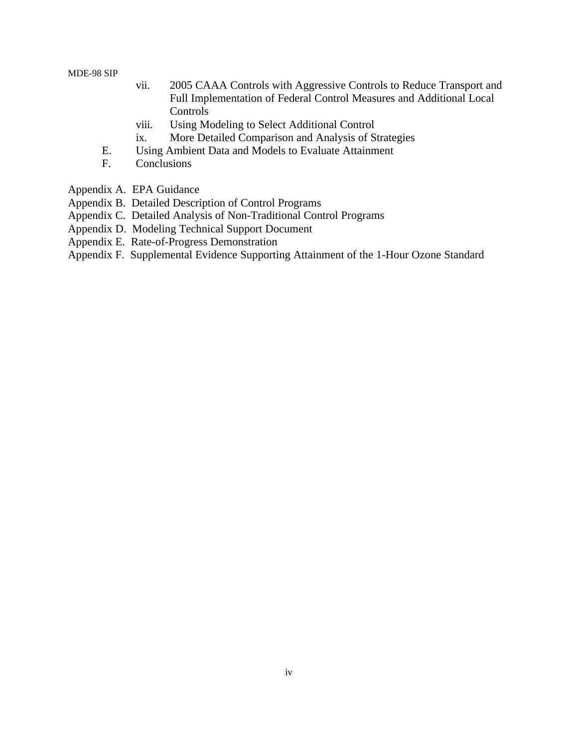- vii. 2005 CAAA Controls with Aggressive Controls to Reduce Transport and Full Implementation of Federal Control Measures and Additional Local Controls
- viii. Using Modeling to Select Additional Control
- ix. More Detailed Comparison and Analysis of Strategies

E. Using Ambient Data and Models to Evaluate Attainment

F. Conclusions

Appendix A. EPA Guidance
Appendix B. Detailed Description of Control Programs
Appendix C. Detailed Analysis of Non-Traditional Control Programs
Appendix D. Modeling Technical Support Document
Appendix E. Rate-of-Progress Demonstration
Appendix F. Supplemental Evidence Supporting Attainment of the 1-Hour Ozone Standard